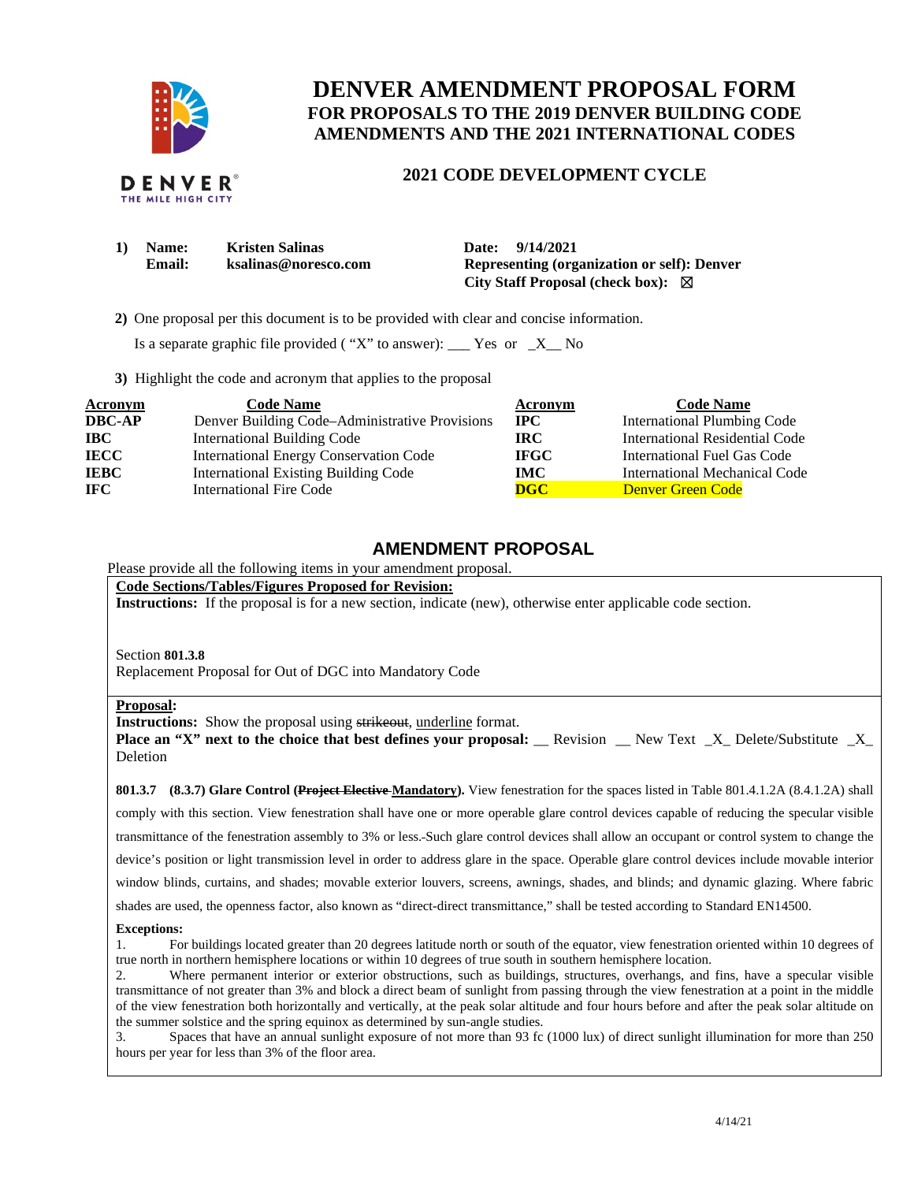# DENVER AMENDMENT PROPOSAL FORM

## FOR PROPOSALS TO THE 2019 DENVER BUILDING CODE AMENDMENTS AND THE 2021 INTERNATIONAL CODES

## 2021 CODE DEVELOPMENT CYCLE

**1) Name:** Kristen Salinas
**Email:** ksalinas@noresco.com

**Date:** 9/14/2021
**Representing (organization or self):** Denver
**City Staff Proposal (check box):** ☒

**2)** One proposal per this document is to be provided with clear and concise information.

Is a separate graphic file provided ( "X" to answer): ___ Yes or _X__ No

**3)** Highlight the code and acronym that applies to the proposal

| Acronym | Code Name | Acronym | Code Name |
|---|---|---|---|
| **DBC-AP** | Denver Building Code–Administrative Provisions | **IPC** | International Plumbing Code |
| **IBC** | International Building Code | **IRC** | International Residential Code |
| **IECC** | International Energy Conservation Code | **IFGC** | International Fuel Gas Code |
| **IEBC** | International Existing Building Code | **IMC** | International Mechanical Code |
| **IFC** | International Fire Code | **DGC** | Denver Green Code |

## AMENDMENT PROPOSAL

Please provide all the following items in your amendment proposal.

**Code Sections/Tables/Figures Proposed for Revision:**

**Instructions:** If the proposal is for a new section, indicate (new), otherwise enter applicable code section.

Section **801.3.8**
Replacement Proposal for Out of DGC into Mandatory Code

**Proposal:**

**Instructions:** Show the proposal using ~~strikeout~~, <u>underline</u> format.

**Place an "X" next to the choice that best defines your proposal:** __ Revision __ New Text _X_ Delete/Substitute _X_ Deletion

**801.3.7 (8.3.7) Glare Control (~~Project Elective~~ <u>Mandatory</u>).** View fenestration for the spaces listed in Table 801.4.1.2A (8.4.1.2A) shall comply with this section. View fenestration shall have one or more operable glare control devices capable of reducing the specular visible transmittance of the fenestration assembly to 3% or less. Such glare control devices shall allow an occupant or control system to change the device's position or light transmission level in order to address glare in the space. Operable glare control devices include movable interior window blinds, curtains, and shades; movable exterior louvers, screens, awnings, shades, and blinds; and dynamic glazing. Where fabric shades are used, the openness factor, also known as "direct-direct transmittance," shall be tested according to Standard EN14500.

**Exceptions:**

1. For buildings located greater than 20 degrees latitude north or south of the equator, view fenestration oriented within 10 degrees of true north in northern hemisphere locations or within 10 degrees of true south in southern hemisphere location.
2. Where permanent interior or exterior obstructions, such as buildings, structures, overhangs, and fins, have a specular visible transmittance of not greater than 3% and block a direct beam of sunlight from passing through the view fenestration at a point in the middle of the view fenestration both horizontally and vertically, at the peak solar altitude and four hours before and after the peak solar altitude on the summer solstice and the spring equinox as determined by sun-angle studies.
3. Spaces that have an annual sunlight exposure of not more than 93 fc (1000 lux) of direct sunlight illumination for more than 250 hours per year for less than 3% of the floor area.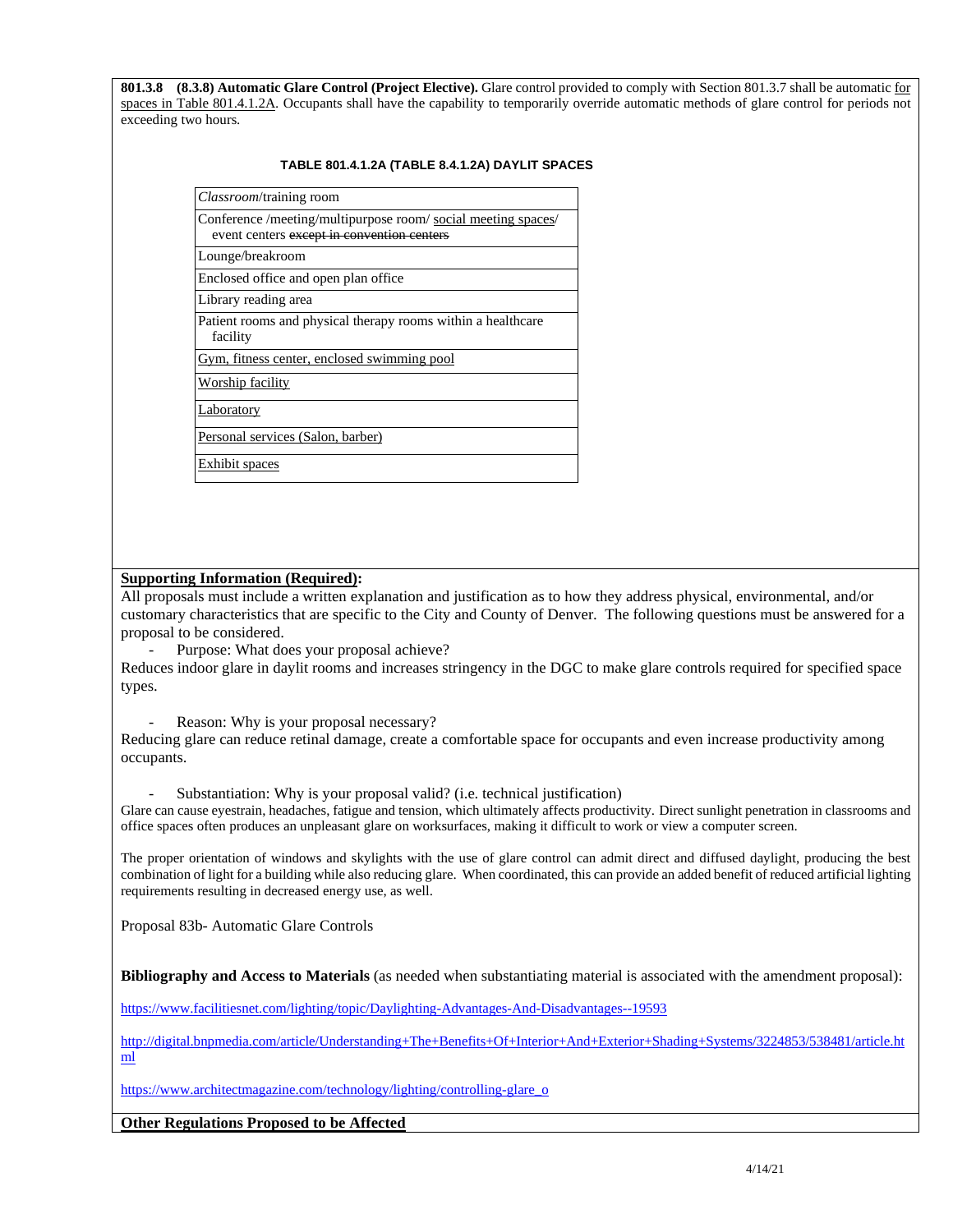**801.3.8 (8.3.8) Automatic Glare Control (Project Elective).** Glare control provided to comply with Section 801.3.7 shall be automatic for spaces in Table 801.4.1.2A. Occupants shall have the capability to temporarily override automatic methods of glare control for periods not exceeding two hours.

**TABLE 801.4.1.2A (TABLE 8.4.1.2A) DAYLIT SPACES**

| |
|---|
| *Classroom*/training room |
| Conference /meeting/multipurpose room/ social meeting spaces/ event centers ~~except in convention centers~~ |
| Lounge/breakroom |
| Enclosed office and open plan office |
| Library reading area |
| Patient rooms and physical therapy rooms within a healthcare facility |
| Gym, fitness center, enclosed swimming pool |
| Worship facility |
| Laboratory |
| Personal services (Salon, barber) |
| Exhibit spaces |

**Supporting Information (Required):**

All proposals must include a written explanation and justification as to how they address physical, environmental, and/or customary characteristics that are specific to the City and County of Denver. The following questions must be answered for a proposal to be considered.

- Purpose: What does your proposal achieve?

Reduces indoor glare in daylit rooms and increases stringency in the DGC to make glare controls required for specified space types.

- Reason: Why is your proposal necessary?

Reducing glare can reduce retinal damage, create a comfortable space for occupants and even increase productivity among occupants.

- Substantiation: Why is your proposal valid? (i.e. technical justification)

Glare can cause eyestrain, headaches, fatigue and tension, which ultimately affects productivity. Direct sunlight penetration in classrooms and office spaces often produces an unpleasant glare on worksurfaces, making it difficult to work or view a computer screen.

The proper orientation of windows and skylights with the use of glare control can admit direct and diffused daylight, producing the best combination of light for a building while also reducing glare. When coordinated, this can provide an added benefit of reduced artificial lighting requirements resulting in decreased energy use, as well.

Proposal 83b- Automatic Glare Controls

**Bibliography and Access to Materials** (as needed when substantiating material is associated with the amendment proposal):

https://www.facilitiesnet.com/lighting/topic/Daylighting-Advantages-And-Disadvantages--19593

http://digital.bnpmedia.com/article/Understanding+The+Benefits+Of+Interior+And+Exterior+Shading+Systems/3224853/538481/article.html

https://www.architectmagazine.com/technology/lighting/controlling-glare_o

**Other Regulations Proposed to be Affected**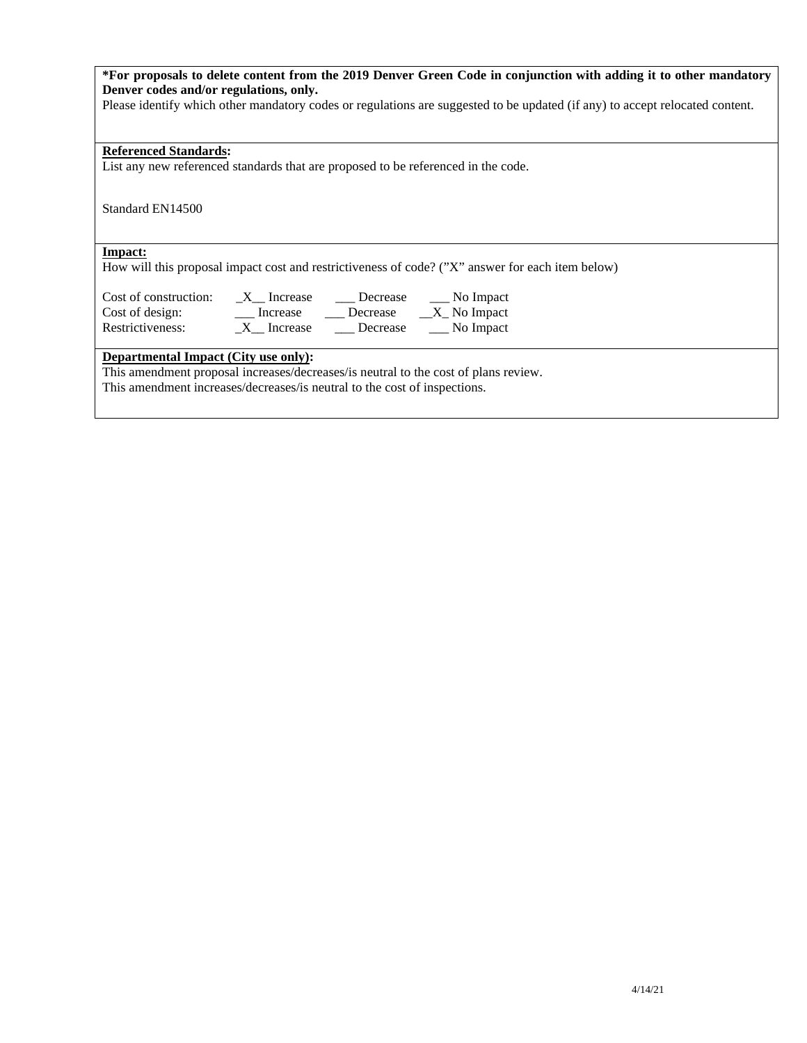**\*For proposals to delete content from the 2019 Denver Green Code in conjunction with adding it to other mandatory Denver codes and/or regulations, only.**
Please identify which other mandatory codes or regulations are suggested to be updated (if any) to accept relocated content.

**Referenced Standards:**
List any new referenced standards that are proposed to be referenced in the code.

Standard EN14500

**Impact:**
How will this proposal impact cost and restrictiveness of code? ("X" answer for each item below)

| | | | |
|---|---|---|---|
| Cost of construction: | _X__ Increase | ___ Decrease | ___ No Impact |
| Cost of design: | ___ Increase | ___ Decrease | __X_ No Impact |
| Restrictiveness: | _X__ Increase | ___ Decrease | ___ No Impact |

**Departmental Impact (City use only):**
This amendment proposal increases/decreases/is neutral to the cost of plans review.
This amendment increases/decreases/is neutral to the cost of inspections.

4/14/21